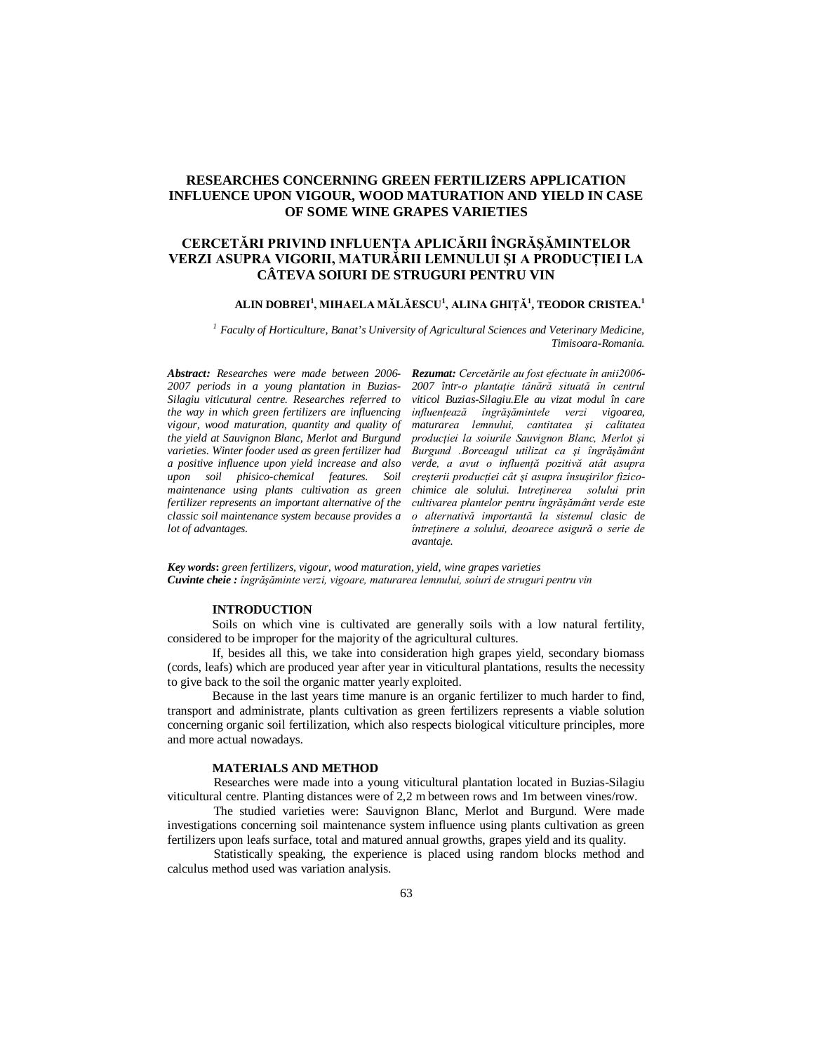# RESEARCHES CONCERNING GREEN FERTILIZERS APPLICATION INFLUENCE UPON VIGOUR, WOOD MATURATION AND YIELD IN CASE OF SOME WINE GRAPES VARIETIES

# CERCETĂRI PRIVIND INFLUENŢA APLICĂRII ÎNGRĂŞĂMINTELOR VERZI ASUPRA VIGORII, MATURĂRII LEMNULUI ȘI A PRODUCȚIEI LA CÂTEVA SOIURI DE STRUGURI PENTRU VIN

**ALIN DOBREI[1], MIHAELA MĂLĂESCU[1], ALINA GHIȚĂ[1], TEODOR CRISTEA.[1]**

*[1] Faculty of Horticulture, Banat's University of Agricultural Sciences and Veterinary Medicine, Timisoara-Romania.*

***Abstract:*** *Researches were made between 2006-2007 periods in a young plantation in Buzias-Silagiu viticutural centre. Researches referred to the way in which green fertilizers are influencing vigour, wood maturation, quantity and quality of the yield at Sauvignon Blanc, Merlot and Burgund varieties. Winter fooder used as green fertilizer had a positive influence upon yield increase and also upon soil phisico-chemical features. Soil maintenance using plants cultivation as green fertilizer represents an important alternative of the classic soil maintenance system because provides a lot of advantages.*

***Rezumat:*** *Cercetările au fost efectuate în anii2006-2007 într-o plantație tânără situată în centrul viticol Buzias-Silagiu.Ele au vizat modul în care influențează îngrăşămintele verzi vigoarea, maturarea lemnului, cantitatea şi calitatea producției la soiurile Sauvignon Blanc, Merlot şi Burgund .Borceagul utilizat ca şi îngrăşământ verde, a avut o influență pozitivă atât asupra creşterii producției cât şi asupra însuşirilor fizico-chimice ale solului. Intreținerea solului prin cultivarea plantelor pentru îngrăşământ verde este o alternativă importantă la sistemul clasic de întreținere a solului, deoarece asigură o serie de avantaje.*

***Key words*****:** *green fertilizers, vigour, wood maturation, yield, wine grapes varieties*
***Cuvinte cheie :*** *îngrăşăminte verzi, vigoare, maturarea lemnului, soiuri de struguri pentru vin*

## INTRODUCTION

Soils on which vine is cultivated are generally soils with a low natural fertility, considered to be improper for the majority of the agricultural cultures.

If, besides all this, we take into consideration high grapes yield, secondary biomass (cords, leafs) which are produced year after year in viticultural plantations, results the necessity to give back to the soil the organic matter yearly exploited.

Because in the last years time manure is an organic fertilizer to much harder to find, transport and administrate, plants cultivation as green fertilizers represents a viable solution concerning organic soil fertilization, which also respects biological viticulture principles, more and more actual nowadays.

## MATERIALS AND METHOD

Researches were made into a young viticultural plantation located in Buzias-Silagiu viticultural centre. Planting distances were of 2,2 m between rows and 1m between vines/row.

The studied varieties were: Sauvignon Blanc, Merlot and Burgund. Were made investigations concerning soil maintenance system influence using plants cultivation as green fertilizers upon leafs surface, total and matured annual growths, grapes yield and its quality.

Statistically speaking, the experience is placed using random blocks method and calculus method used was variation analysis.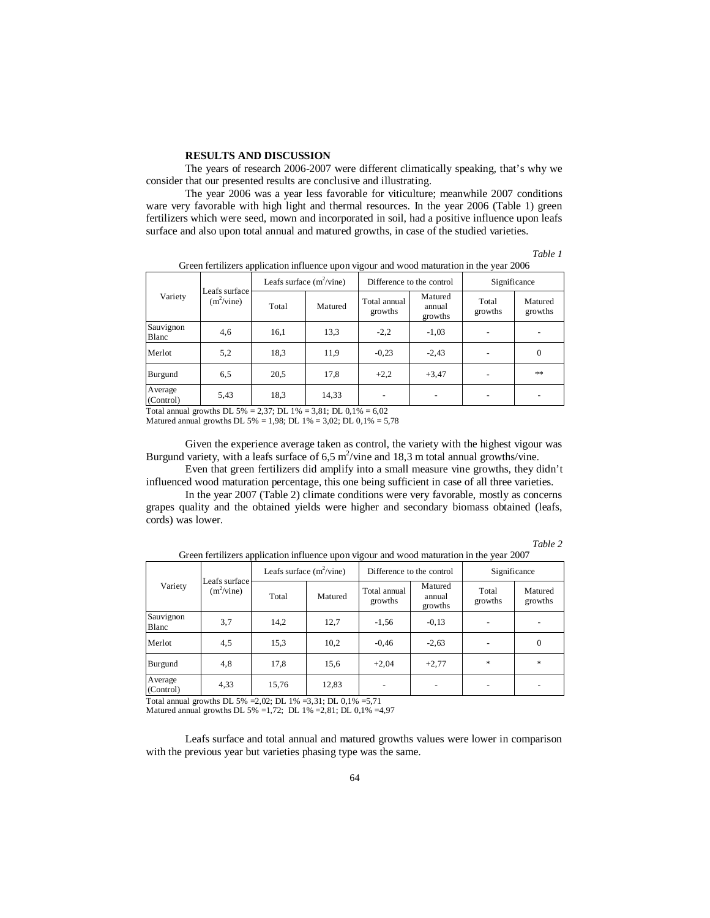**RESULTS AND DISCUSSION**

The years of research 2006-2007 were different climatically speaking, that's why we consider that our presented results are conclusive and illustrating.

The year 2006 was a year less favorable for viticulture; meanwhile 2007 conditions ware very favorable with high light and thermal resources. In the year 2006 (Table 1) green fertilizers which were seed, mown and incorporated in soil, had a positive influence upon leafs surface and also upon total annual and matured growths, in case of the studied varieties.

*Table 1*

Green fertilizers application influence upon vigour and wood maturation in the year 2006

| Variety | Leafs surface ($m^2$/vine) | Leafs surface ($m^2$/vine) | | Difference to the control | | Significance | |
|---|---|---|---|---|---|---|---|
| | | Total | Matured | Total annual growths | Matured annual growths | Total growths | Matured growths |
| Sauvignon Blanc | 4,6 | 16,1 | 13,3 | -2,2 | -1,03 | - | - |
| Merlot | 5,2 | 18,3 | 11,9 | -0,23 | -2,43 | - | 0 |
| Burgund | 6,5 | 20,5 | 17,8 | +2,2 | +3,47 | - | ** |
| Average (Control) | 5,43 | 18,3 | 14,33 | - | - | - | - |

Total annual growths DL 5% = 2,37; DL 1% = 3,81; DL 0,1% = 6,02
Matured annual growths DL 5% = 1,98; DL 1% = 3,02; DL 0,1% = 5,78

Given the experience average taken as control, the variety with the highest vigour was Burgund variety, with a leafs surface of 6,5 $m^2$/vine and 18,3 m total annual growths/vine.

Even that green fertilizers did amplify into a small measure vine growths, they didn't influenced wood maturation percentage, this one being sufficient in case of all three varieties.

In the year 2007 (Table 2) climate conditions were very favorable, mostly as concerns grapes quality and the obtained yields were higher and secondary biomass obtained (leafs, cords) was lower.

*Table 2*

Green fertilizers application influence upon vigour and wood maturation in the year 2007

| Variety | Leafs surface ($m^2$/vine) | Leafs surface ($m^2$/vine) | | Difference to the control | | Significance | |
|---|---|---|---|---|---|---|---|
| | | Total | Matured | Total annual growths | Matured annual growths | Total growths | Matured growths |
| Sauvignon Blanc | 3,7 | 14,2 | 12,7 | -1,56 | -0,13 | - | - |
| Merlot | 4,5 | 15,3 | 10,2 | -0,46 | -2,63 | - | 0 |
| Burgund | 4,8 | 17,8 | 15,6 | +2,04 | +2,77 | * | * |
| Average (Control) | 4,33 | 15,76 | 12,83 | - | - | - | - |

Total annual growths DL 5% =2,02; DL 1% =3,31; DL 0,1% =5,71
Matured annual growths DL 5% =1,72; DL 1% =2,81; DL 0,1% =4,97

Leafs surface and total annual and matured growths values were lower in comparison with the previous year but varieties phasing type was the same.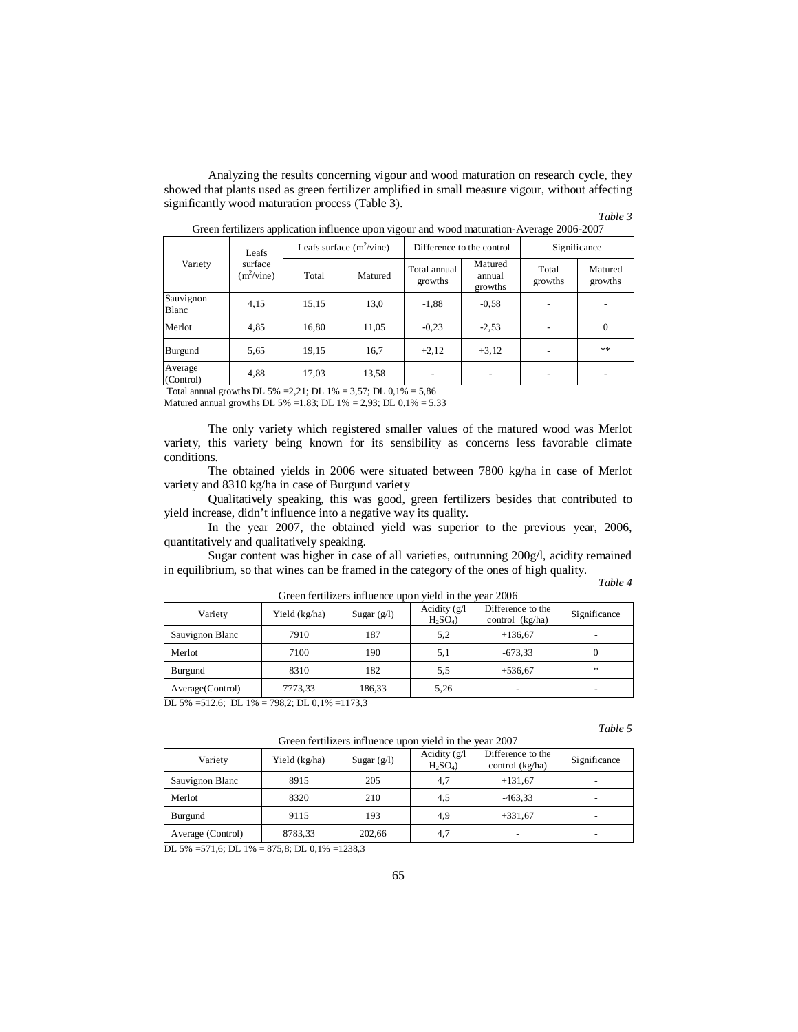Analyzing the results concerning vigour and wood maturation on research cycle, they showed that plants used as green fertilizer amplified in small measure vigour, without affecting significantly wood maturation process (Table 3).

*Table 3*

Green fertilizers application influence upon vigour and wood maturation-Average 2006-2007

| Variety | Leafs surface ($m^2$/vine) | Leafs surface ($m^2$/vine) | | Difference to the control | | Significance | |
|---|---|---|---|---|---|---|---|
| | | Total | Matured | Total annual growths | Matured annual growths | Total growths | Matured growths |
| Sauvignon Blanc | 4,15 | 15,15 | 13,0 | -1,88 | -0,58 | - | - |
| Merlot | 4,85 | 16,80 | 11,05 | -0,23 | -2,53 | - | 0 |
| Burgund | 5,65 | 19,15 | 16,7 | +2,12 | +3,12 | - | ** |
| Average (Control) | 4,88 | 17,03 | 13,58 | - | - | - | - |

Total annual growths DL 5% =2,21; DL 1% = 3,57; DL 0,1% = 5,86

Matured annual growths DL 5% =1,83; DL 1% = 2,93; DL 0,1% = 5,33

The only variety which registered smaller values of the matured wood was Merlot variety, this variety being known for its sensibility as concerns less favorable climate conditions.

The obtained yields in 2006 were situated between 7800 kg/ha in case of Merlot variety and 8310 kg/ha in case of Burgund variety

Qualitatively speaking, this was good, green fertilizers besides that contributed to yield increase, didn't influence into a negative way its quality.

In the year 2007, the obtained yield was superior to the previous year, 2006, quantitatively and qualitatively speaking.

Sugar content was higher in case of all varieties, outrunning 200g/l, acidity remained in equilibrium, so that wines can be framed in the category of the ones of high quality.

*Table 4*

Green fertilizers influence upon yield in the year 2006

| Variety | Yield (kg/ha) | Sugar (g/l) | Acidity (g/l $H_2SO_4$) | Difference to the control (kg/ha) | Significance |
|---|---|---|---|---|---|
| Sauvignon Blanc | 7910 | 187 | 5,2 | +136,67 | - |
| Merlot | 7100 | 190 | 5,1 | -673,33 | 0 |
| Burgund | 8310 | 182 | 5,5 | +536,67 | * |
| Average(Control) | 7773,33 | 186,33 | 5,26 | - | - |

DL 5% =512,6; DL 1% = 798,2; DL 0,1% =1173,3

*Table 5*

Green fertilizers influence upon yield in the year 2007

| Variety | Yield (kg/ha) | Sugar (g/l) | Acidity (g/l $H_2SO_4$) | Difference to the control (kg/ha) | Significance |
|---|---|---|---|---|---|
| Sauvignon Blanc | 8915 | 205 | 4,7 | +131,67 | - |
| Merlot | 8320 | 210 | 4,5 | -463,33 | - |
| Burgund | 9115 | 193 | 4,9 | +331,67 | - |
| Average (Control) | 8783,33 | 202,66 | 4,7 | - | - |

DL 5% =571,6; DL 1% = 875,8; DL 0,1% =1238,3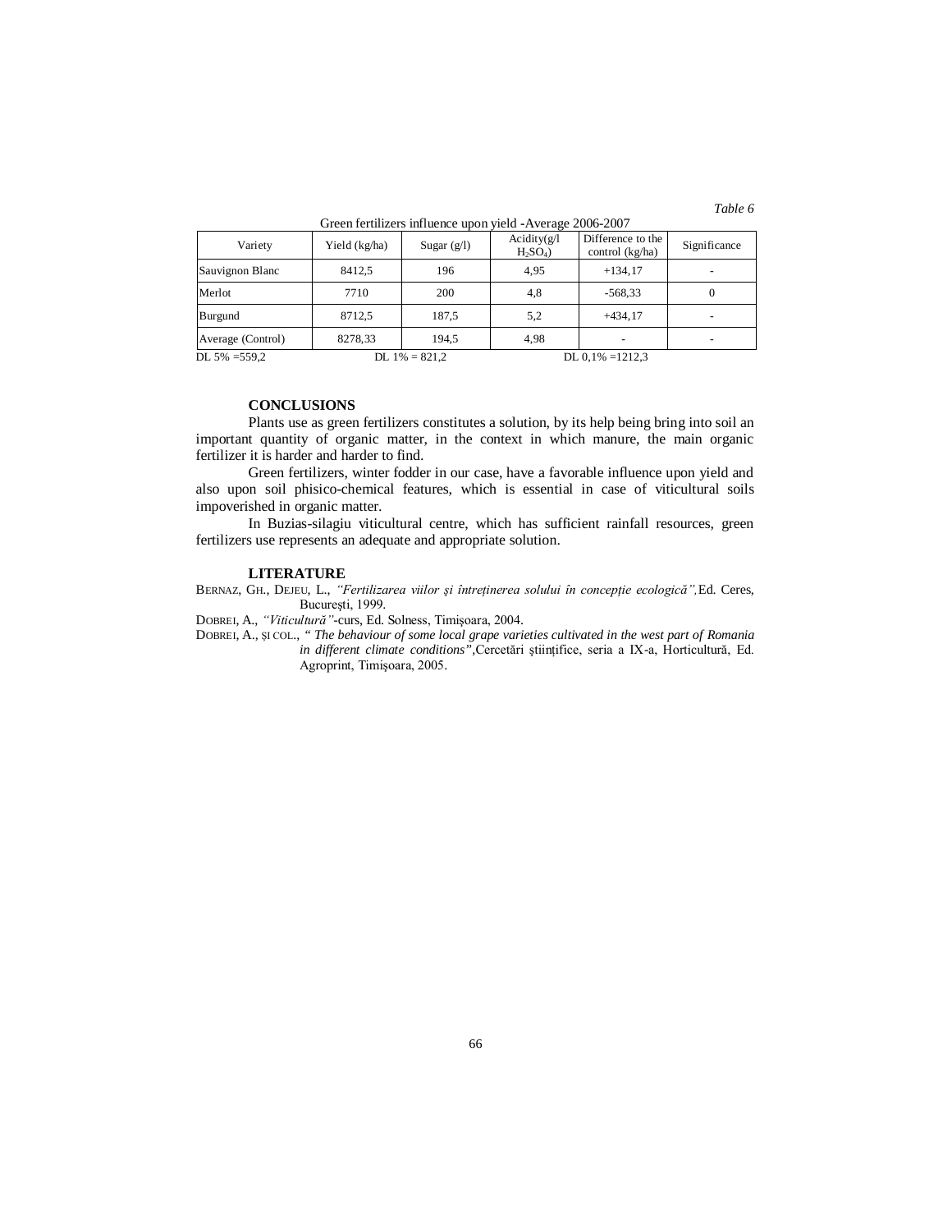*Table 6*

Green fertilizers influence upon yield -Average 2006-2007

| Variety | Yield (kg/ha) | Sugar (g/l) | Acidity(g/l $H_2SO_4$) | Difference to the control (kg/ha) | Significance |
|---|---|---|---|---|---|
| Sauvignon Blanc | 8412,5 | 196 | 4,95 | +134,17 | - |
| Merlot | 7710 | 200 | 4,8 | -568,33 | 0 |
| Burgund | 8712,5 | 187,5 | 5,2 | +434,17 | - |
| Average (Control) | 8278,33 | 194,5 | 4,98 | - | - |

DL 5% =559,2 DL 1% = 821,2 DL 0,1% =1212,3

**CONCLUSIONS**

Plants use as green fertilizers constitutes a solution, by its help being bring into soil an important quantity of organic matter, in the context in which manure, the main organic fertilizer it is harder and harder to find.

Green fertilizers, winter fodder in our case, have a favorable influence upon yield and also upon soil phisico-chemical features, which is essential in case of viticultural soils impoverished in organic matter.

In Buzias-silagiu viticultural centre, which has sufficient rainfall resources, green fertilizers use represents an adequate and appropriate solution.

**LITERATURE**

BERNAZ, GH., DEJEU, L., *"Fertilizarea viilor şi întreținerea solului în concepție ecologică"*, Ed. Ceres, Bucureşti, 1999.

DOBREI, A., *"Viticultură"*-curs, Ed. Solness, Timişoara, 2004.

DOBREI, A., ŞI COL., *" The behaviour of some local grape varieties cultivated in the west part of Romania in different climate conditions"*, Cercetări ştiințifice, seria a IX-a, Horticultură, Ed. Agroprint, Timişoara, 2005.